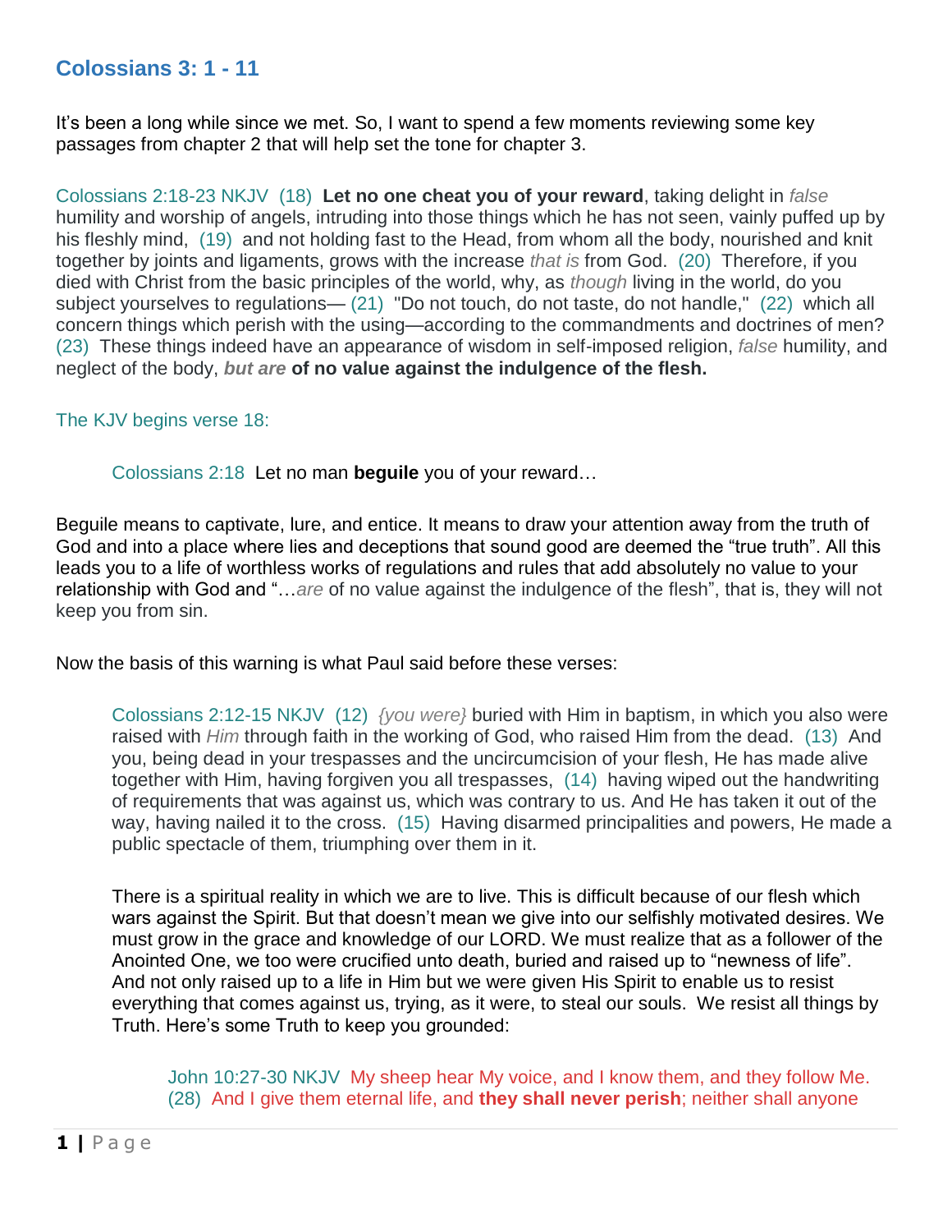## Colossians 3: 1 - 11

It's been a long while since we met. So, I want to spend a few moments reviewing some key passages from chapter 2 that will help set the tone for chapter 3.

Colossians 2:18-23 NKJV (18) **Let no one cheat you of your reward**, taking delight in *false* humility and worship of angels, intruding into those things which he has not seen, vainly puffed up by his fleshly mind, (19) and not holding fast to the Head, from whom all the body, nourished and knit together by joints and ligaments, grows with the increase *that is* from God. (20) Therefore, if you died with Christ from the basic principles of the world, why, as *though* living in the world, do you subject yourselves to regulations— (21) "Do not touch, do not taste, do not handle," (22) which all concern things which perish with the using—according to the commandments and doctrines of men? (23) These things indeed have an appearance of wisdom in self-imposed religion, *false* humility, and neglect of the body, ***but are*** **of no value against the indulgence of the flesh.**

The KJV begins verse 18:

> Colossians 2:18 Let no man **beguile** you of your reward…

Beguile means to captivate, lure, and entice. It means to draw your attention away from the truth of God and into a place where lies and deceptions that sound good are deemed the "true truth". All this leads you to a life of worthless works of regulations and rules that add absolutely no value to your relationship with God and "…*are* of no value against the indulgence of the flesh", that is, they will not keep you from sin.

Now the basis of this warning is what Paul said before these verses:

> Colossians 2:12-15 NKJV (12) *{you were}* buried with Him in baptism, in which you also were raised with *Him* through faith in the working of God, who raised Him from the dead. (13) And you, being dead in your trespasses and the uncircumcision of your flesh, He has made alive together with Him, having forgiven you all trespasses, (14) having wiped out the handwriting of requirements that was against us, which was contrary to us. And He has taken it out of the way, having nailed it to the cross. (15) Having disarmed principalities and powers, He made a public spectacle of them, triumphing over them in it.
>
> There is a spiritual reality in which we are to live. This is difficult because of our flesh which wars against the Spirit. But that doesn't mean we give into our selfishly motivated desires. We must grow in the grace and knowledge of our LORD. We must realize that as a follower of the Anointed One, we too were crucified unto death, buried and raised up to "newness of life". And not only raised up to a life in Him but we were given His Spirit to enable us to resist everything that comes against us, trying, as it were, to steal our souls. We resist all things by Truth. Here's some Truth to keep you grounded:
>
> > John 10:27-30 NKJV My sheep hear My voice, and I know them, and they follow Me. (28) And I give them eternal life, and **they shall never perish**; neither shall anyone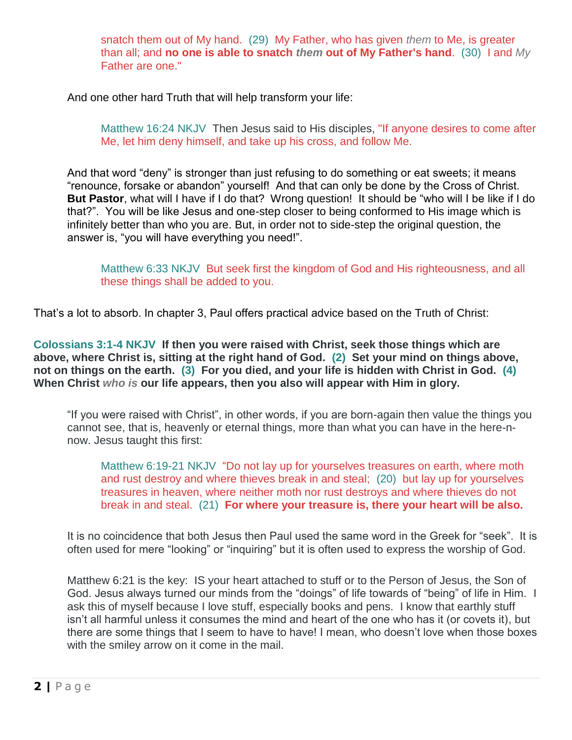> snatch them out of My hand. (29) My Father, who has given *them* to Me, is greater than all; and **no one is able to snatch *them* out of My Father's hand**. (30) I and *My* Father are one."

And one other hard Truth that will help transform your life:

> Matthew 16:24 NKJV Then Jesus said to His disciples, "If anyone desires to come after Me, let him deny himself, and take up his cross, and follow Me.

And that word "deny" is stronger than just refusing to do something or eat sweets; it means "renounce, forsake or abandon" yourself! And that can only be done by the Cross of Christ. **But Pastor**, what will I have if I do that? Wrong question! It should be "who will I be like if I do that?". You will be like Jesus and one-step closer to being conformed to His image which is infinitely better than who you are. But, in order not to side-step the original question, the answer is, "you will have everything you need!".

> Matthew 6:33 NKJV But seek first the kingdom of God and His righteousness, and all these things shall be added to you.

That's a lot to absorb. In chapter 3, Paul offers practical advice based on the Truth of Christ:

**Colossians 3:1-4 NKJV If then you were raised with Christ, seek those things which are above, where Christ is, sitting at the right hand of God. (2) Set your mind on things above, not on things on the earth. (3) For you died, and your life is hidden with Christ in God. (4) When Christ *who is* our life appears, then you also will appear with Him in glory.**

"If you were raised with Christ", in other words, if you are born-again then value the things you cannot see, that is, heavenly or eternal things, more than what you can have in the here-n-now. Jesus taught this first:

> Matthew 6:19-21 NKJV "Do not lay up for yourselves treasures on earth, where moth and rust destroy and where thieves break in and steal; (20) but lay up for yourselves treasures in heaven, where neither moth nor rust destroys and where thieves do not break in and steal. (21) **For where your treasure is, there your heart will be also.**

It is no coincidence that both Jesus then Paul used the same word in the Greek for "seek". It is often used for mere "looking" or "inquiring" but it is often used to express the worship of God.

Matthew 6:21 is the key: IS your heart attached to stuff or to the Person of Jesus, the Son of God. Jesus always turned our minds from the "doings" of life towards of "being" of life in Him. I ask this of myself because I love stuff, especially books and pens. I know that earthly stuff isn't all harmful unless it consumes the mind and heart of the one who has it (or covets it), but there are some things that I seem to have to have! I mean, who doesn't love when those boxes with the smiley arrow on it come in the mail.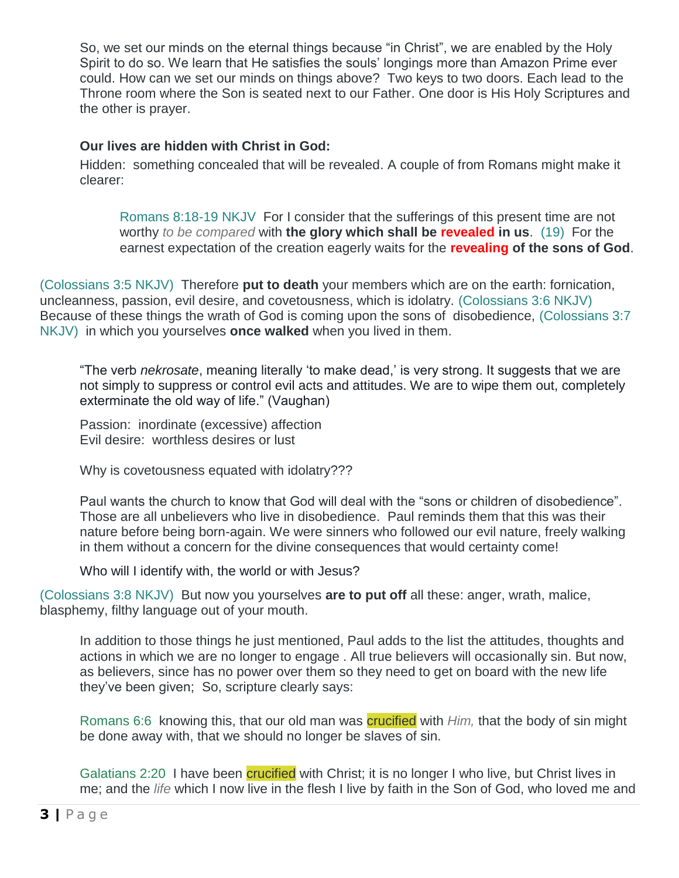So, we set our minds on the eternal things because "in Christ", we are enabled by the Holy Spirit to do so. We learn that He satisfies the souls' longings more than Amazon Prime ever could. How can we set our minds on things above? Two keys to two doors. Each lead to the Throne room where the Son is seated next to our Father. One door is His Holy Scriptures and the other is prayer.

**Our lives are hidden with Christ in God:**

Hidden: something concealed that will be revealed. A couple of from Romans might make it clearer:

> Romans 8:18-19 NKJV For I consider that the sufferings of this present time are not worthy *to be compared* with **the glory which shall be revealed in us**. (19) For the earnest expectation of the creation eagerly waits for the **revealing of the sons of God**.

(Colossians 3:5 NKJV) Therefore **put to death** your members which are on the earth: fornication, uncleanness, passion, evil desire, and covetousness, which is idolatry. (Colossians 3:6 NKJV) Because of these things the wrath of God is coming upon the sons of disobedience, (Colossians 3:7 NKJV) in which you yourselves **once walked** when you lived in them.

"The verb *nekrosate*, meaning literally 'to make dead,' is very strong. It suggests that we are not simply to suppress or control evil acts and attitudes. We are to wipe them out, completely exterminate the old way of life." (Vaughan)

Passion: inordinate (excessive) affection
Evil desire: worthless desires or lust

Why is covetousness equated with idolatry???

Paul wants the church to know that God will deal with the "sons or children of disobedience". Those are all unbelievers who live in disobedience. Paul reminds them that this was their nature before being born-again. We were sinners who followed our evil nature, freely walking in them without a concern for the divine consequences that would certainty come!

Who will I identify with, the world or with Jesus?

(Colossians 3:8 NKJV) But now you yourselves **are to put off** all these: anger, wrath, malice, blasphemy, filthy language out of your mouth.

In addition to those things he just mentioned, Paul adds to the list the attitudes, thoughts and actions in which we are no longer to engage . All true believers will occasionally sin. But now, as believers, since has no power over them so they need to get on board with the new life they've been given; So, scripture clearly says:

Romans 6:6 knowing this, that our old man was crucified with *Him,* that the body of sin might be done away with, that we should no longer be slaves of sin.

Galatians 2:20 I have been crucified with Christ; it is no longer I who live, but Christ lives in me; and the *life* which I now live in the flesh I live by faith in the Son of God, who loved me and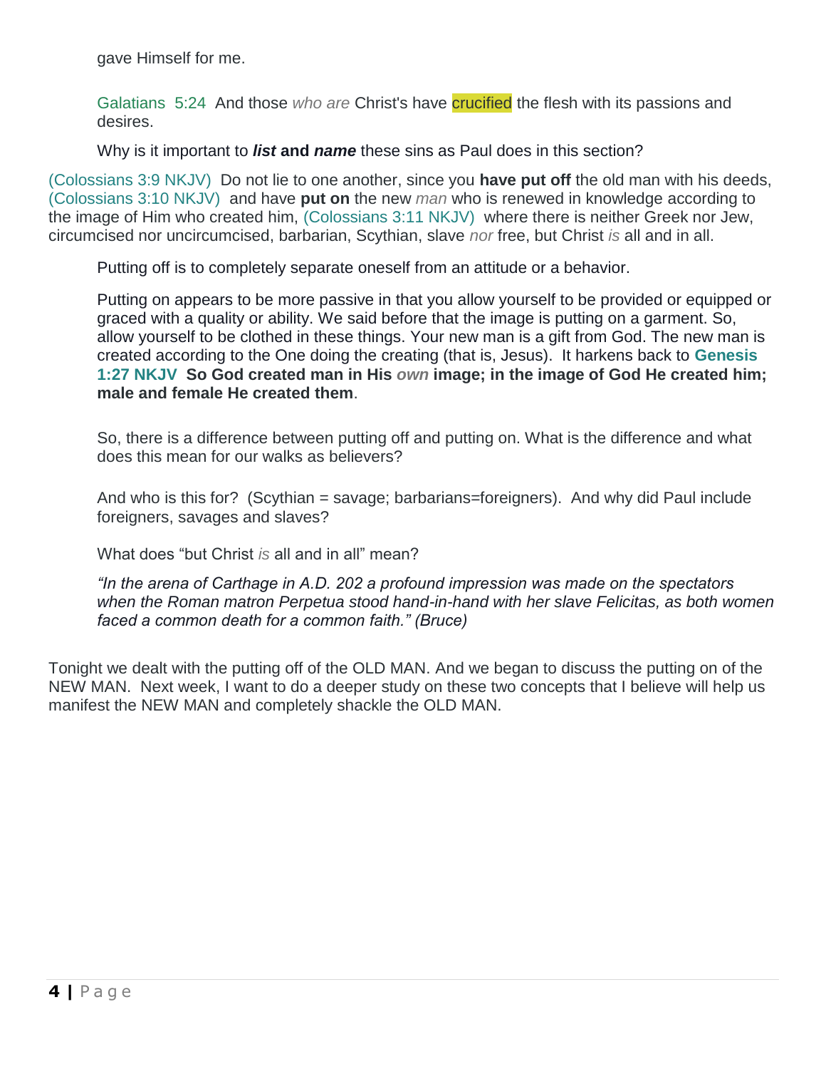gave Himself for me.

Galatians 5:24 And those *who are* Christ's have crucified the flesh with its passions and desires.

Why is it important to ***list*** **and** ***name*** these sins as Paul does in this section?

(Colossians 3:9 NKJV) Do not lie to one another, since you **have put off** the old man with his deeds, (Colossians 3:10 NKJV) and have **put on** the new *man* who is renewed in knowledge according to the image of Him who created him, (Colossians 3:11 NKJV) where there is neither Greek nor Jew, circumcised nor uncircumcised, barbarian, Scythian, slave *nor* free, but Christ *is* all and in all.

Putting off is to completely separate oneself from an attitude or a behavior.

Putting on appears to be more passive in that you allow yourself to be provided or equipped or graced with a quality or ability. We said before that the image is putting on a garment. So, allow yourself to be clothed in these things. Your new man is a gift from God. The new man is created according to the One doing the creating (that is, Jesus). It harkens back to **Genesis 1:27 NKJV So God created man in His *own* image; in the image of God He created him; male and female He created them**.

So, there is a difference between putting off and putting on. What is the difference and what does this mean for our walks as believers?

And who is this for? (Scythian = savage; barbarians=foreigners). And why did Paul include foreigners, savages and slaves?

What does "but Christ *is* all and in all" mean?

*"In the arena of Carthage in A.D. 202 a profound impression was made on the spectators when the Roman matron Perpetua stood hand-in-hand with her slave Felicitas, as both women faced a common death for a common faith." (Bruce)*

Tonight we dealt with the putting off of the OLD MAN. And we began to discuss the putting on of the NEW MAN. Next week, I want to do a deeper study on these two concepts that I believe will help us manifest the NEW MAN and completely shackle the OLD MAN.